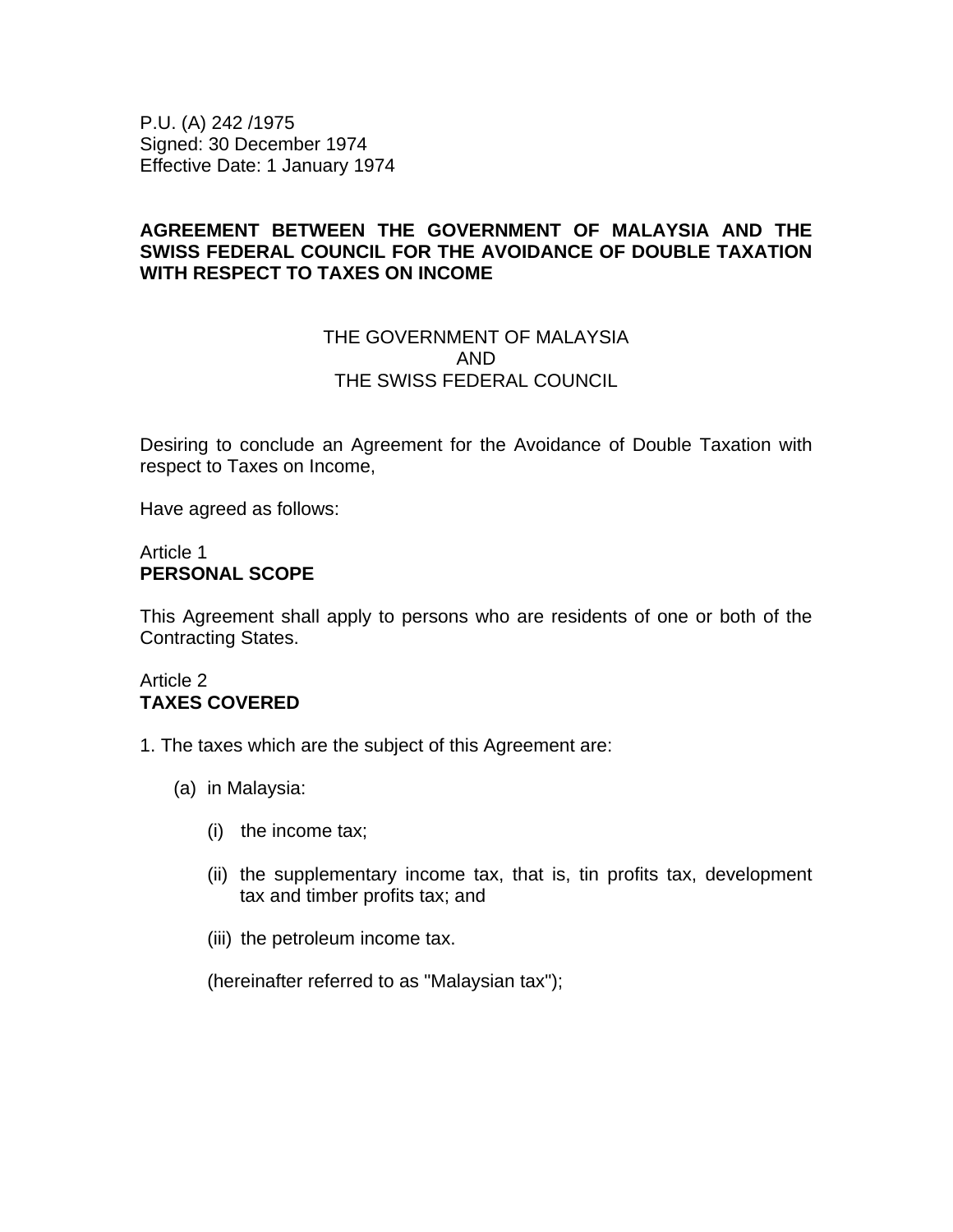P.U. (A) 242 /1975
Signed: 30 December 1974
Effective Date: 1 January 1974

# AGREEMENT BETWEEN THE GOVERNMENT OF MALAYSIA AND THE SWISS FEDERAL COUNCIL FOR THE AVOIDANCE OF DOUBLE TAXATION WITH RESPECT TO TAXES ON INCOME

THE GOVERNMENT OF MALAYSIA
AND
THE SWISS FEDERAL COUNCIL

Desiring to conclude an Agreement for the Avoidance of Double Taxation with respect to Taxes on Income,

Have agreed as follows:

## Article 1
**PERSONAL SCOPE**

This Agreement shall apply to persons who are residents of one or both of the Contracting States.

## Article 2
**TAXES COVERED**

1. The taxes which are the subject of this Agreement are:

    (a) in Malaysia:

        (i) the income tax;

        (ii) the supplementary income tax, that is, tin profits tax, development tax and timber profits tax; and

        (iii) the petroleum income tax.

        (hereinafter referred to as "Malaysian tax");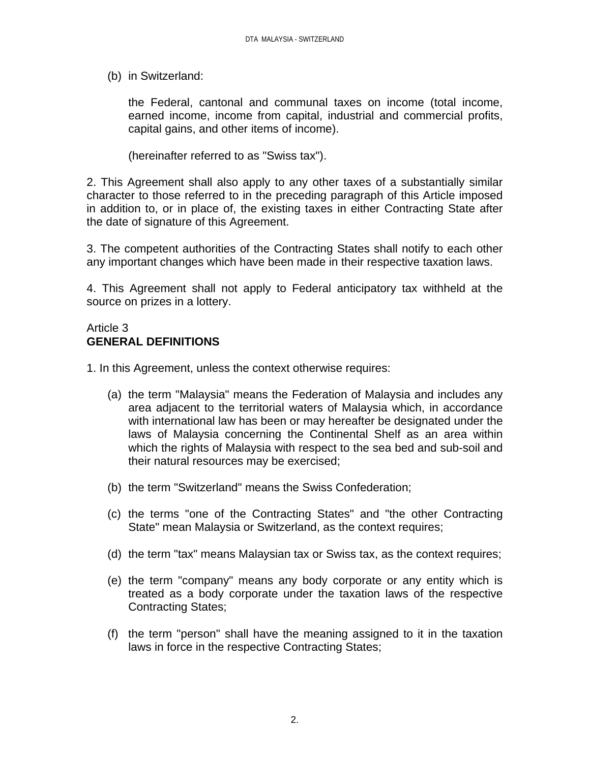(b) in Switzerland:

the Federal, cantonal and communal taxes on income (total income, earned income, income from capital, industrial and commercial profits, capital gains, and other items of income).

(hereinafter referred to as "Swiss tax").

2. This Agreement shall also apply to any other taxes of a substantially similar character to those referred to in the preceding paragraph of this Article imposed in addition to, or in place of, the existing taxes in either Contracting State after the date of signature of this Agreement.

3. The competent authorities of the Contracting States shall notify to each other any important changes which have been made in their respective taxation laws.

4. This Agreement shall not apply to Federal anticipatory tax withheld at the source on prizes in a lottery.

Article 3
**GENERAL DEFINITIONS**

1. In this Agreement, unless the context otherwise requires:

(a) the term "Malaysia" means the Federation of Malaysia and includes any area adjacent to the territorial waters of Malaysia which, in accordance with international law has been or may hereafter be designated under the laws of Malaysia concerning the Continental Shelf as an area within which the rights of Malaysia with respect to the sea bed and sub-soil and their natural resources may be exercised;

(b) the term "Switzerland" means the Swiss Confederation;

(c) the terms "one of the Contracting States" and "the other Contracting State" mean Malaysia or Switzerland, as the context requires;

(d) the term "tax" means Malaysian tax or Swiss tax, as the context requires;

(e) the term "company" means any body corporate or any entity which is treated as a body corporate under the taxation laws of the respective Contracting States;

(f) the term "person" shall have the meaning assigned to it in the taxation laws in force in the respective Contracting States;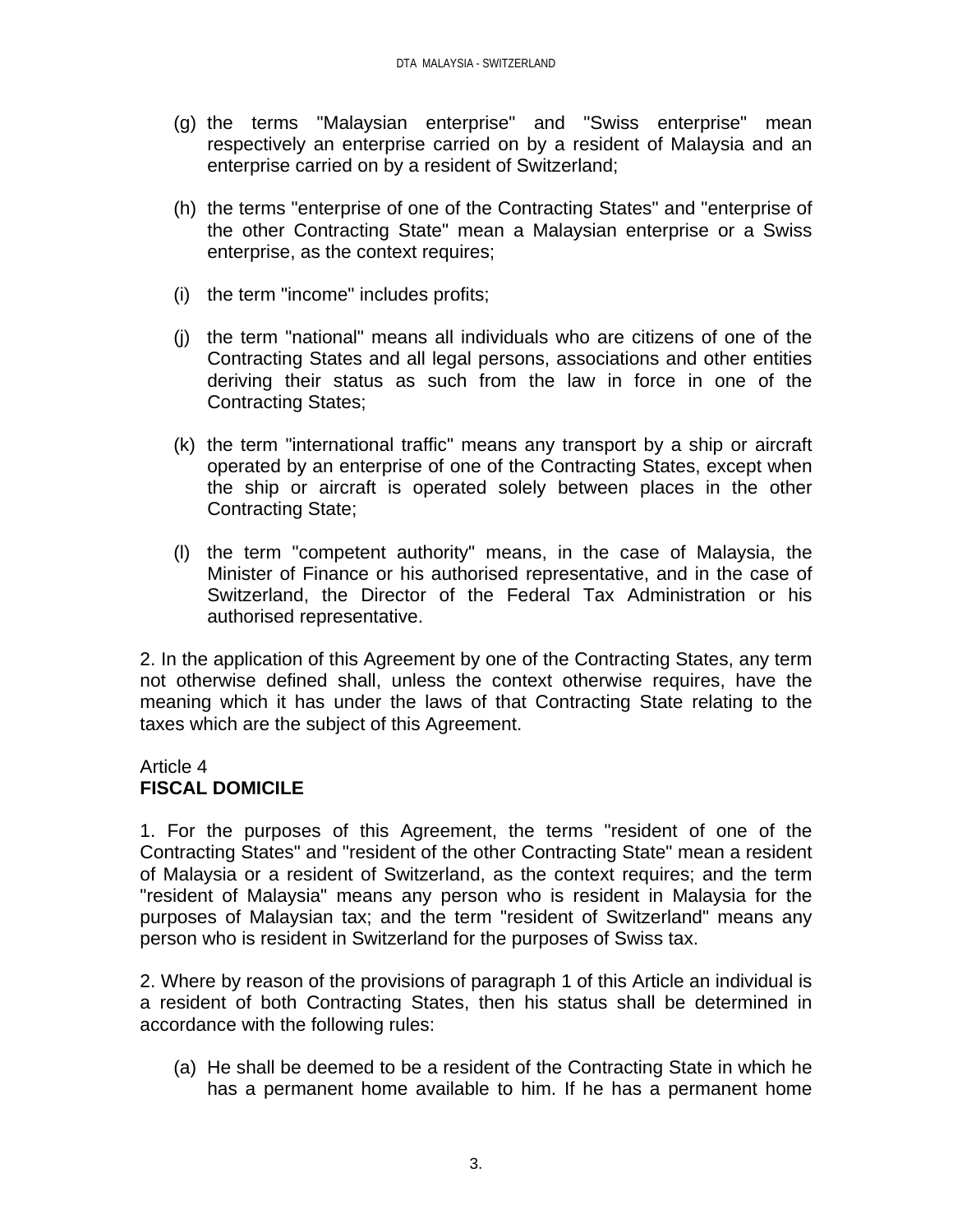(g) the terms "Malaysian enterprise" and "Swiss enterprise" mean respectively an enterprise carried on by a resident of Malaysia and an enterprise carried on by a resident of Switzerland;

(h) the terms "enterprise of one of the Contracting States" and "enterprise of the other Contracting State" mean a Malaysian enterprise or a Swiss enterprise, as the context requires;

(i) the term "income" includes profits;

(j) the term "national" means all individuals who are citizens of one of the Contracting States and all legal persons, associations and other entities deriving their status as such from the law in force in one of the Contracting States;

(k) the term "international traffic" means any transport by a ship or aircraft operated by an enterprise of one of the Contracting States, except when the ship or aircraft is operated solely between places in the other Contracting State;

(l) the term "competent authority" means, in the case of Malaysia, the Minister of Finance or his authorised representative, and in the case of Switzerland, the Director of the Federal Tax Administration or his authorised representative.

2. In the application of this Agreement by one of the Contracting States, any term not otherwise defined shall, unless the context otherwise requires, have the meaning which it has under the laws of that Contracting State relating to the taxes which are the subject of this Agreement.

Article 4
**FISCAL DOMICILE**

1. For the purposes of this Agreement, the terms "resident of one of the Contracting States" and "resident of the other Contracting State" mean a resident of Malaysia or a resident of Switzerland, as the context requires; and the term "resident of Malaysia" means any person who is resident in Malaysia for the purposes of Malaysian tax; and the term "resident of Switzerland" means any person who is resident in Switzerland for the purposes of Swiss tax.

2. Where by reason of the provisions of paragraph 1 of this Article an individual is a resident of both Contracting States, then his status shall be determined in accordance with the following rules:

(a) He shall be deemed to be a resident of the Contracting State in which he has a permanent home available to him. If he has a permanent home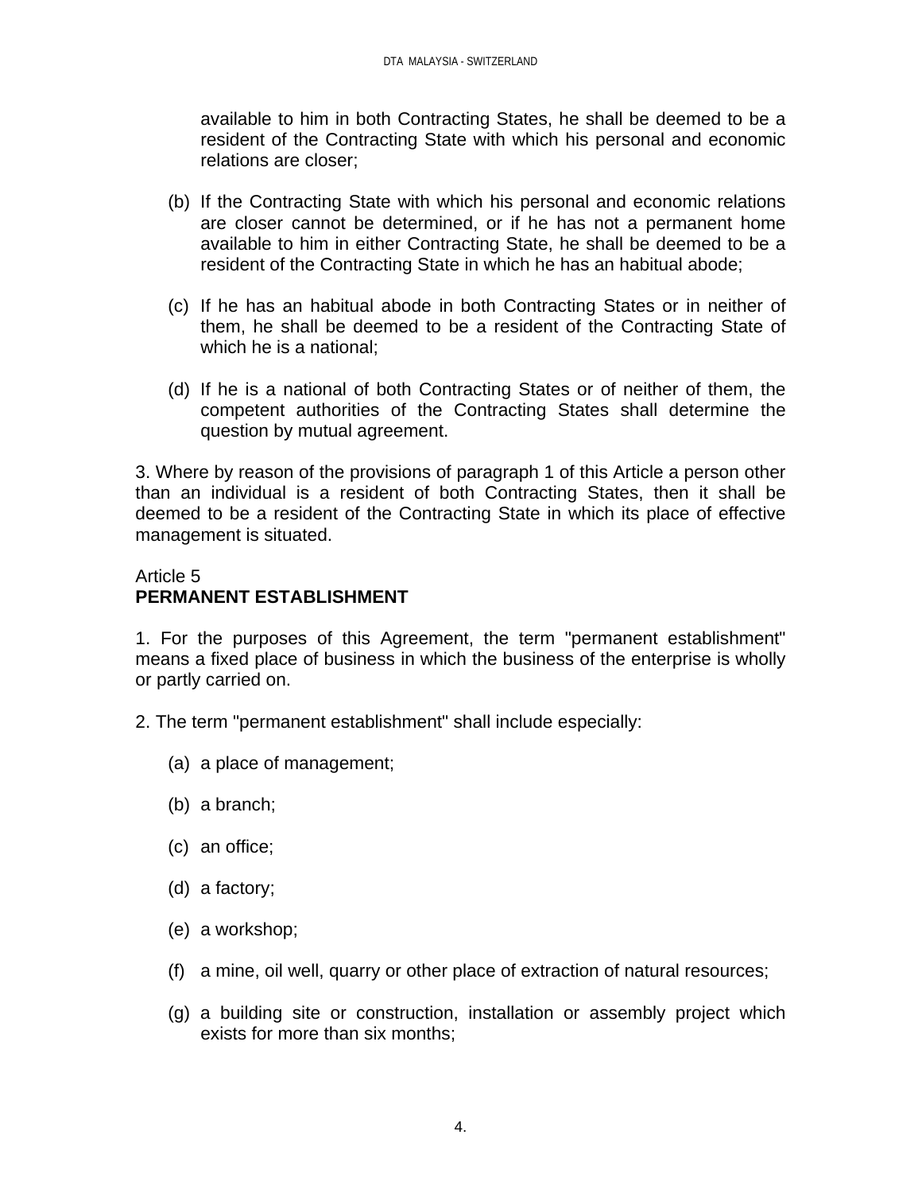available to him in both Contracting States, he shall be deemed to be a resident of the Contracting State with which his personal and economic relations are closer;

(b) If the Contracting State with which his personal and economic relations are closer cannot be determined, or if he has not a permanent home available to him in either Contracting State, he shall be deemed to be a resident of the Contracting State in which he has an habitual abode;

(c) If he has an habitual abode in both Contracting States or in neither of them, he shall be deemed to be a resident of the Contracting State of which he is a national;

(d) If he is a national of both Contracting States or of neither of them, the competent authorities of the Contracting States shall determine the question by mutual agreement.

3. Where by reason of the provisions of paragraph 1 of this Article a person other than an individual is a resident of both Contracting States, then it shall be deemed to be a resident of the Contracting State in which its place of effective management is situated.

## Article 5
**PERMANENT ESTABLISHMENT**

1. For the purposes of this Agreement, the term "permanent establishment" means a fixed place of business in which the business of the enterprise is wholly or partly carried on.

2. The term "permanent establishment" shall include especially:

(a) a place of management;

(b) a branch;

(c) an office;

(d) a factory;

(e) a workshop;

(f) a mine, oil well, quarry or other place of extraction of natural resources;

(g) a building site or construction, installation or assembly project which exists for more than six months;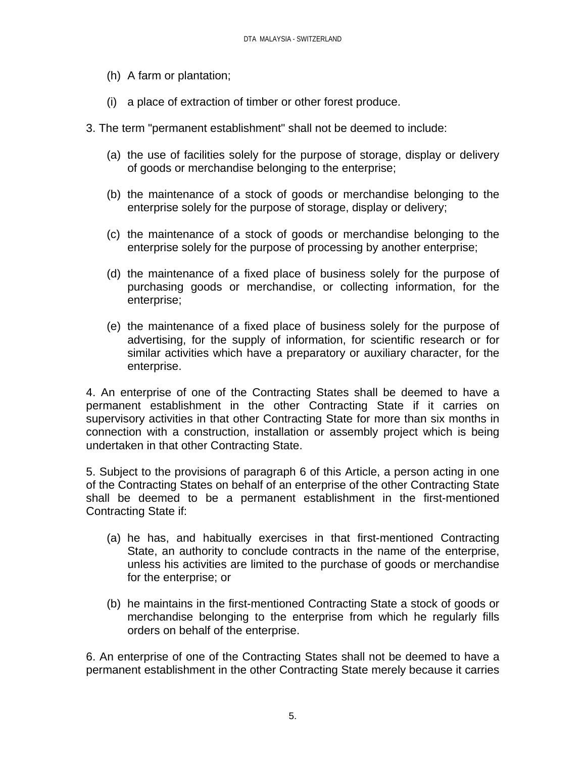(h) A farm or plantation;

(i) a place of extraction of timber or other forest produce.

3. The term "permanent establishment" shall not be deemed to include:

(a) the use of facilities solely for the purpose of storage, display or delivery of goods or merchandise belonging to the enterprise;

(b) the maintenance of a stock of goods or merchandise belonging to the enterprise solely for the purpose of storage, display or delivery;

(c) the maintenance of a stock of goods or merchandise belonging to the enterprise solely for the purpose of processing by another enterprise;

(d) the maintenance of a fixed place of business solely for the purpose of purchasing goods or merchandise, or collecting information, for the enterprise;

(e) the maintenance of a fixed place of business solely for the purpose of advertising, for the supply of information, for scientific research or for similar activities which have a preparatory or auxiliary character, for the enterprise.

4. An enterprise of one of the Contracting States shall be deemed to have a permanent establishment in the other Contracting State if it carries on supervisory activities in that other Contracting State for more than six months in connection with a construction, installation or assembly project which is being undertaken in that other Contracting State.

5. Subject to the provisions of paragraph 6 of this Article, a person acting in one of the Contracting States on behalf of an enterprise of the other Contracting State shall be deemed to be a permanent establishment in the first-mentioned Contracting State if:

(a) he has, and habitually exercises in that first-mentioned Contracting State, an authority to conclude contracts in the name of the enterprise, unless his activities are limited to the purchase of goods or merchandise for the enterprise; or

(b) he maintains in the first-mentioned Contracting State a stock of goods or merchandise belonging to the enterprise from which he regularly fills orders on behalf of the enterprise.

6. An enterprise of one of the Contracting States shall not be deemed to have a permanent establishment in the other Contracting State merely because it carries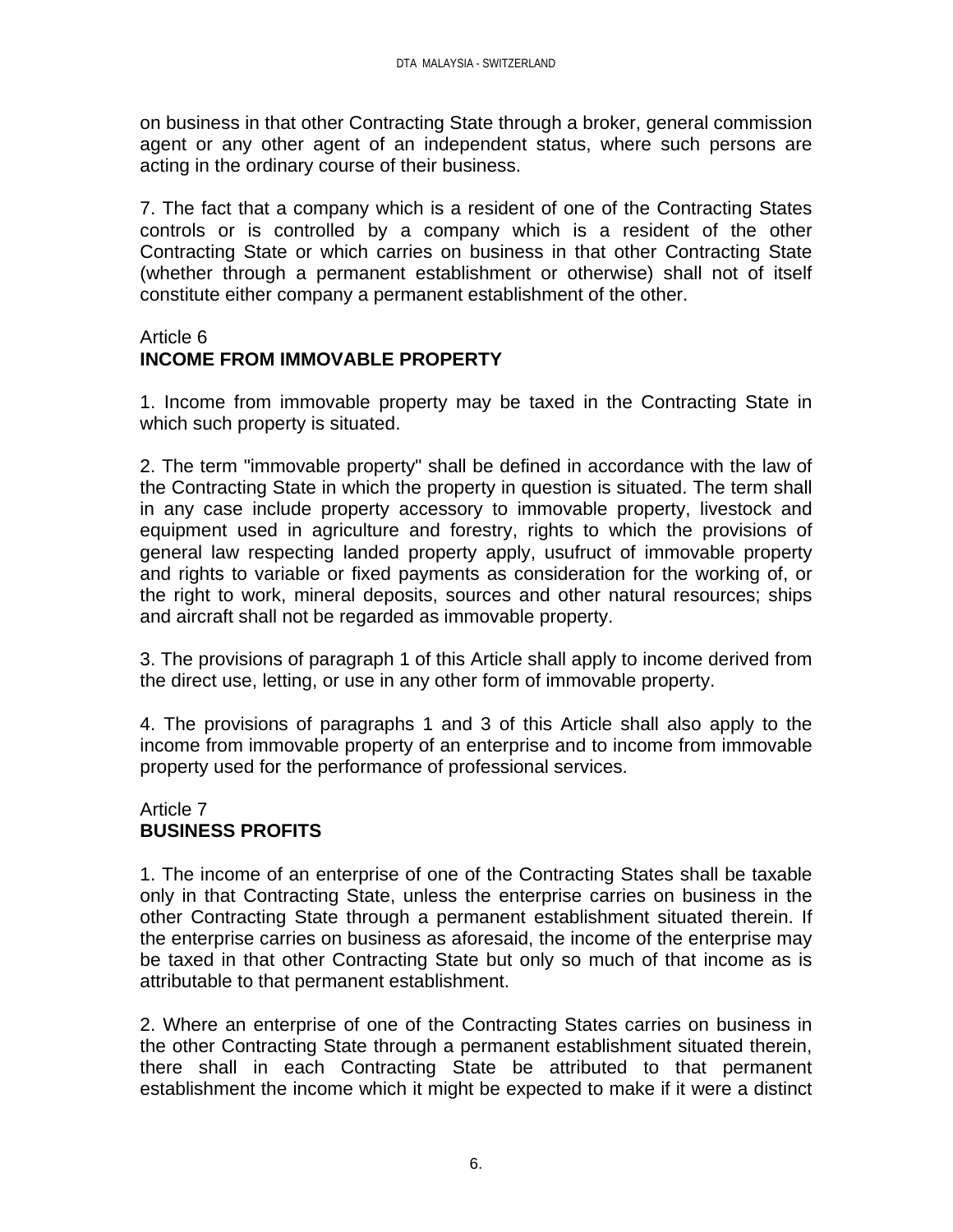on business in that other Contracting State through a broker, general commission agent or any other agent of an independent status, where such persons are acting in the ordinary course of their business.

7. The fact that a company which is a resident of one of the Contracting States controls or is controlled by a company which is a resident of the other Contracting State or which carries on business in that other Contracting State (whether through a permanent establishment or otherwise) shall not of itself constitute either company a permanent establishment of the other.

## Article 6
## INCOME FROM IMMOVABLE PROPERTY

1. Income from immovable property may be taxed in the Contracting State in which such property is situated.

2. The term "immovable property" shall be defined in accordance with the law of the Contracting State in which the property in question is situated. The term shall in any case include property accessory to immovable property, livestock and equipment used in agriculture and forestry, rights to which the provisions of general law respecting landed property apply, usufruct of immovable property and rights to variable or fixed payments as consideration for the working of, or the right to work, mineral deposits, sources and other natural resources; ships and aircraft shall not be regarded as immovable property.

3. The provisions of paragraph 1 of this Article shall apply to income derived from the direct use, letting, or use in any other form of immovable property.

4. The provisions of paragraphs 1 and 3 of this Article shall also apply to the income from immovable property of an enterprise and to income from immovable property used for the performance of professional services.

## Article 7
## BUSINESS PROFITS

1. The income of an enterprise of one of the Contracting States shall be taxable only in that Contracting State, unless the enterprise carries on business in the other Contracting State through a permanent establishment situated therein. If the enterprise carries on business as aforesaid, the income of the enterprise may be taxed in that other Contracting State but only so much of that income as is attributable to that permanent establishment.

2. Where an enterprise of one of the Contracting States carries on business in the other Contracting State through a permanent establishment situated therein, there shall in each Contracting State be attributed to that permanent establishment the income which it might be expected to make if it were a distinct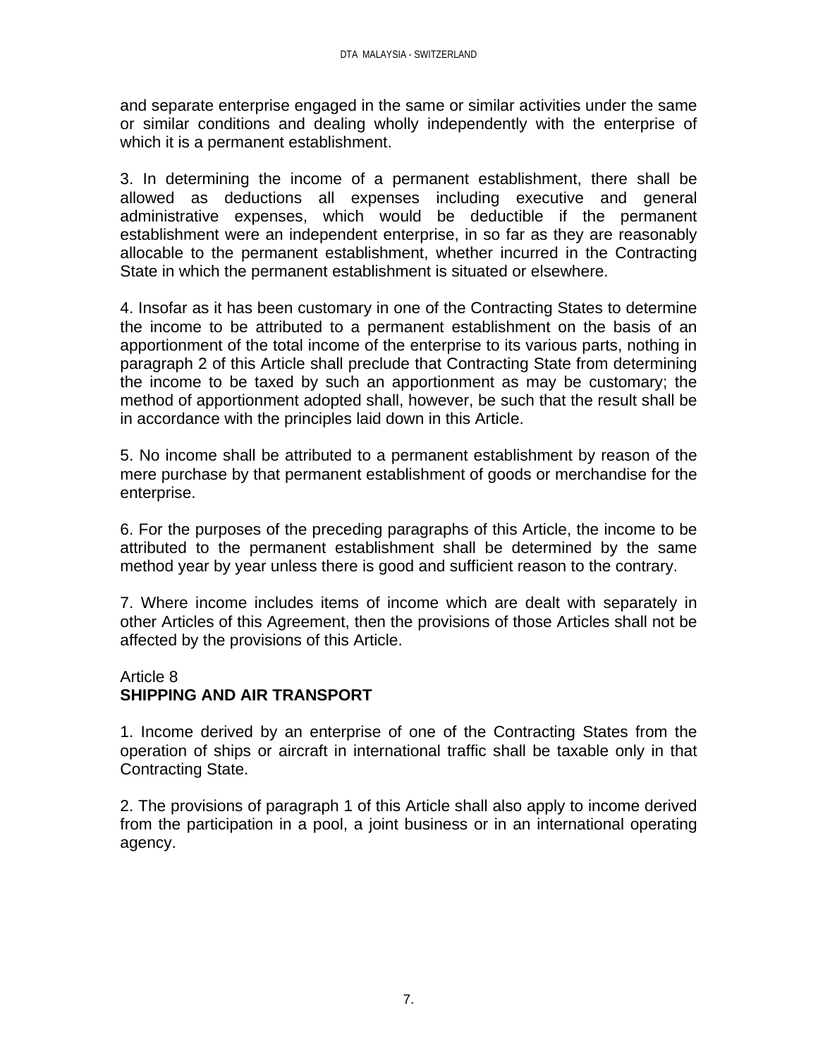and separate enterprise engaged in the same or similar activities under the same or similar conditions and dealing wholly independently with the enterprise of which it is a permanent establishment.

3. In determining the income of a permanent establishment, there shall be allowed as deductions all expenses including executive and general administrative expenses, which would be deductible if the permanent establishment were an independent enterprise, in so far as they are reasonably allocable to the permanent establishment, whether incurred in the Contracting State in which the permanent establishment is situated or elsewhere.

4. Insofar as it has been customary in one of the Contracting States to determine the income to be attributed to a permanent establishment on the basis of an apportionment of the total income of the enterprise to its various parts, nothing in paragraph 2 of this Article shall preclude that Contracting State from determining the income to be taxed by such an apportionment as may be customary; the method of apportionment adopted shall, however, be such that the result shall be in accordance with the principles laid down in this Article.

5. No income shall be attributed to a permanent establishment by reason of the mere purchase by that permanent establishment of goods or merchandise for the enterprise.

6. For the purposes of the preceding paragraphs of this Article, the income to be attributed to the permanent establishment shall be determined by the same method year by year unless there is good and sufficient reason to the contrary.

7. Where income includes items of income which are dealt with separately in other Articles of this Agreement, then the provisions of those Articles shall not be affected by the provisions of this Article.

## Article 8
## **SHIPPING AND AIR TRANSPORT**

1. Income derived by an enterprise of one of the Contracting States from the operation of ships or aircraft in international traffic shall be taxable only in that Contracting State.

2. The provisions of paragraph 1 of this Article shall also apply to income derived from the participation in a pool, a joint business or in an international operating agency.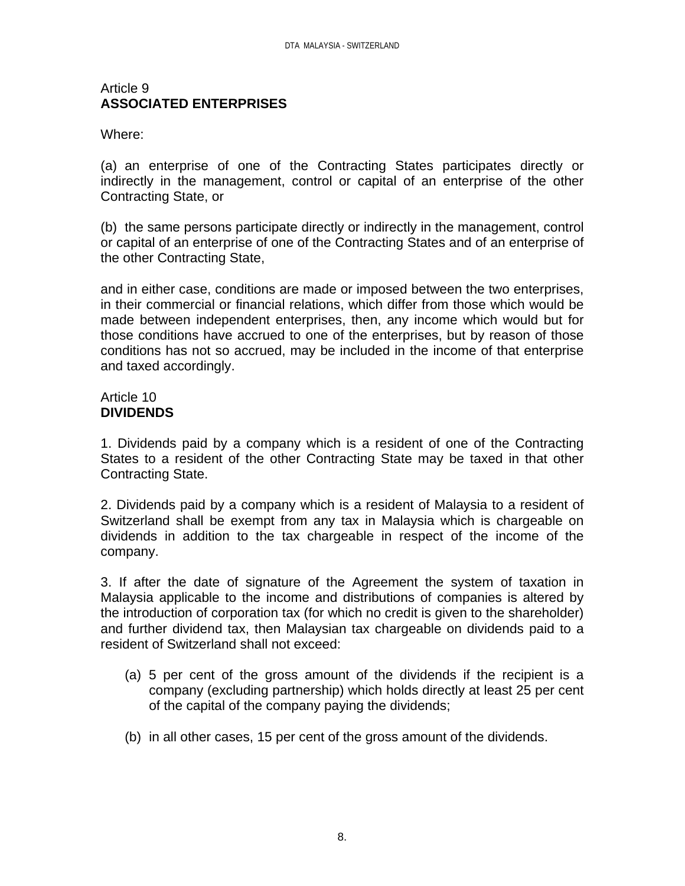## Article 9
**ASSOCIATED ENTERPRISES**

Where:

(a) an enterprise of one of the Contracting States participates directly or indirectly in the management, control or capital of an enterprise of the other Contracting State, or

(b) the same persons participate directly or indirectly in the management, control or capital of an enterprise of one of the Contracting States and of an enterprise of the other Contracting State,

and in either case, conditions are made or imposed between the two enterprises, in their commercial or financial relations, which differ from those which would be made between independent enterprises, then, any income which would but for those conditions have accrued to one of the enterprises, but by reason of those conditions has not so accrued, may be included in the income of that enterprise and taxed accordingly.

## Article 10
**DIVIDENDS**

1. Dividends paid by a company which is a resident of one of the Contracting States to a resident of the other Contracting State may be taxed in that other Contracting State.

2. Dividends paid by a company which is a resident of Malaysia to a resident of Switzerland shall be exempt from any tax in Malaysia which is chargeable on dividends in addition to the tax chargeable in respect of the income of the company.

3. If after the date of signature of the Agreement the system of taxation in Malaysia applicable to the income and distributions of companies is altered by the introduction of corporation tax (for which no credit is given to the shareholder) and further dividend tax, then Malaysian tax chargeable on dividends paid to a resident of Switzerland shall not exceed:

(a) 5 per cent of the gross amount of the dividends if the recipient is a company (excluding partnership) which holds directly at least 25 per cent of the capital of the company paying the dividends;

(b) in all other cases, 15 per cent of the gross amount of the dividends.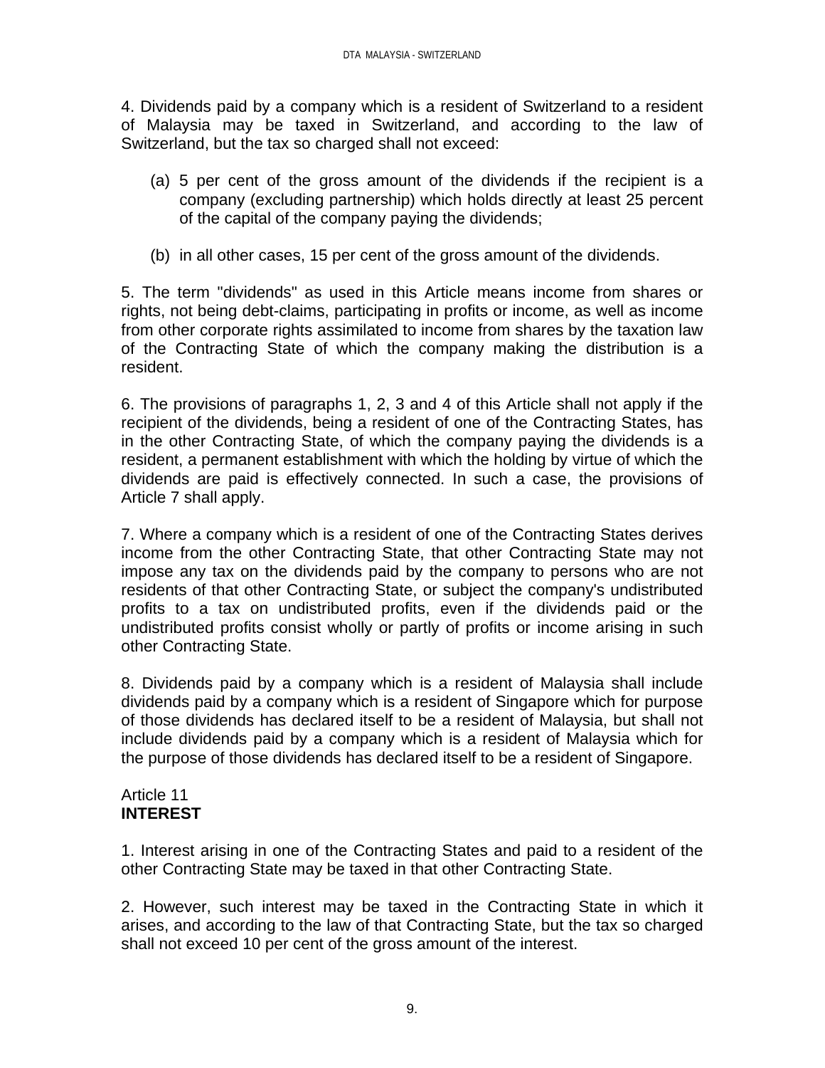4. Dividends paid by a company which is a resident of Switzerland to a resident of Malaysia may be taxed in Switzerland, and according to the law of Switzerland, but the tax so charged shall not exceed:

(a) 5 per cent of the gross amount of the dividends if the recipient is a company (excluding partnership) which holds directly at least 25 percent of the capital of the company paying the dividends;

(b) in all other cases, 15 per cent of the gross amount of the dividends.

5. The term "dividends" as used in this Article means income from shares or rights, not being debt-claims, participating in profits or income, as well as income from other corporate rights assimilated to income from shares by the taxation law of the Contracting State of which the company making the distribution is a resident.

6. The provisions of paragraphs 1, 2, 3 and 4 of this Article shall not apply if the recipient of the dividends, being a resident of one of the Contracting States, has in the other Contracting State, of which the company paying the dividends is a resident, a permanent establishment with which the holding by virtue of which the dividends are paid is effectively connected. In such a case, the provisions of Article 7 shall apply.

7. Where a company which is a resident of one of the Contracting States derives income from the other Contracting State, that other Contracting State may not impose any tax on the dividends paid by the company to persons who are not residents of that other Contracting State, or subject the company's undistributed profits to a tax on undistributed profits, even if the dividends paid or the undistributed profits consist wholly or partly of profits or income arising in such other Contracting State.

8. Dividends paid by a company which is a resident of Malaysia shall include dividends paid by a company which is a resident of Singapore which for purpose of those dividends has declared itself to be a resident of Malaysia, but shall not include dividends paid by a company which is a resident of Malaysia which for the purpose of those dividends has declared itself to be a resident of Singapore.

## Article 11
## **INTEREST**

1. Interest arising in one of the Contracting States and paid to a resident of the other Contracting State may be taxed in that other Contracting State.

2. However, such interest may be taxed in the Contracting State in which it arises, and according to the law of that Contracting State, but the tax so charged shall not exceed 10 per cent of the gross amount of the interest.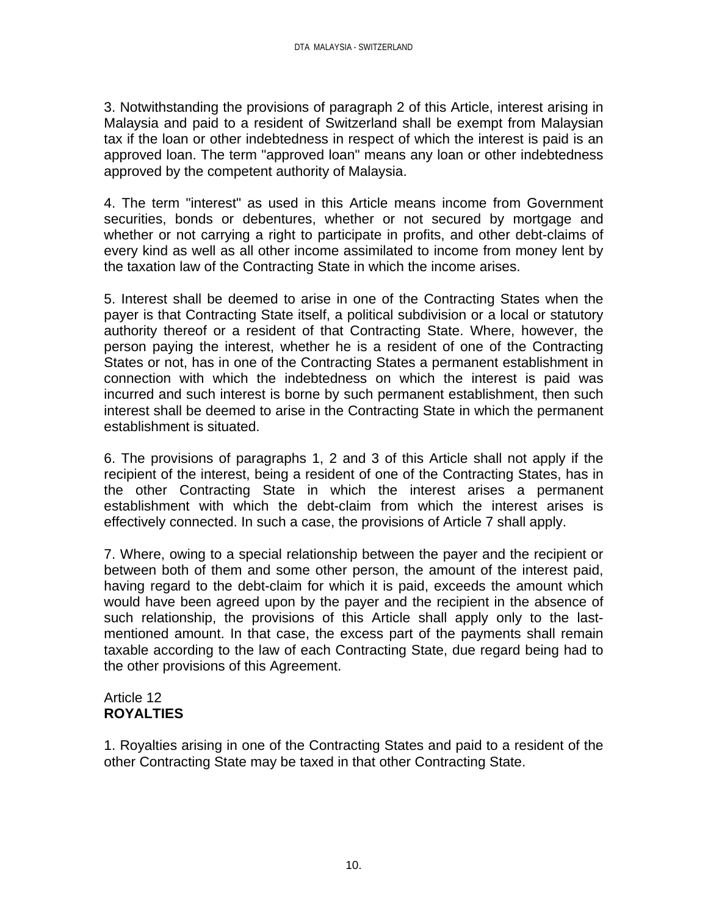3. Notwithstanding the provisions of paragraph 2 of this Article, interest arising in Malaysia and paid to a resident of Switzerland shall be exempt from Malaysian tax if the loan or other indebtedness in respect of which the interest is paid is an approved loan. The term "approved loan" means any loan or other indebtedness approved by the competent authority of Malaysia.

4. The term "interest" as used in this Article means income from Government securities, bonds or debentures, whether or not secured by mortgage and whether or not carrying a right to participate in profits, and other debt-claims of every kind as well as all other income assimilated to income from money lent by the taxation law of the Contracting State in which the income arises.

5. Interest shall be deemed to arise in one of the Contracting States when the payer is that Contracting State itself, a political subdivision or a local or statutory authority thereof or a resident of that Contracting State. Where, however, the person paying the interest, whether he is a resident of one of the Contracting States or not, has in one of the Contracting States a permanent establishment in connection with which the indebtedness on which the interest is paid was incurred and such interest is borne by such permanent establishment, then such interest shall be deemed to arise in the Contracting State in which the permanent establishment is situated.

6. The provisions of paragraphs 1, 2 and 3 of this Article shall not apply if the recipient of the interest, being a resident of one of the Contracting States, has in the other Contracting State in which the interest arises a permanent establishment with which the debt-claim from which the interest arises is effectively connected. In such a case, the provisions of Article 7 shall apply.

7. Where, owing to a special relationship between the payer and the recipient or between both of them and some other person, the amount of the interest paid, having regard to the debt-claim for which it is paid, exceeds the amount which would have been agreed upon by the payer and the recipient in the absence of such relationship, the provisions of this Article shall apply only to the last-mentioned amount. In that case, the excess part of the payments shall remain taxable according to the law of each Contracting State, due regard being had to the other provisions of this Agreement.

## Article 12
**ROYALTIES**

1. Royalties arising in one of the Contracting States and paid to a resident of the other Contracting State may be taxed in that other Contracting State.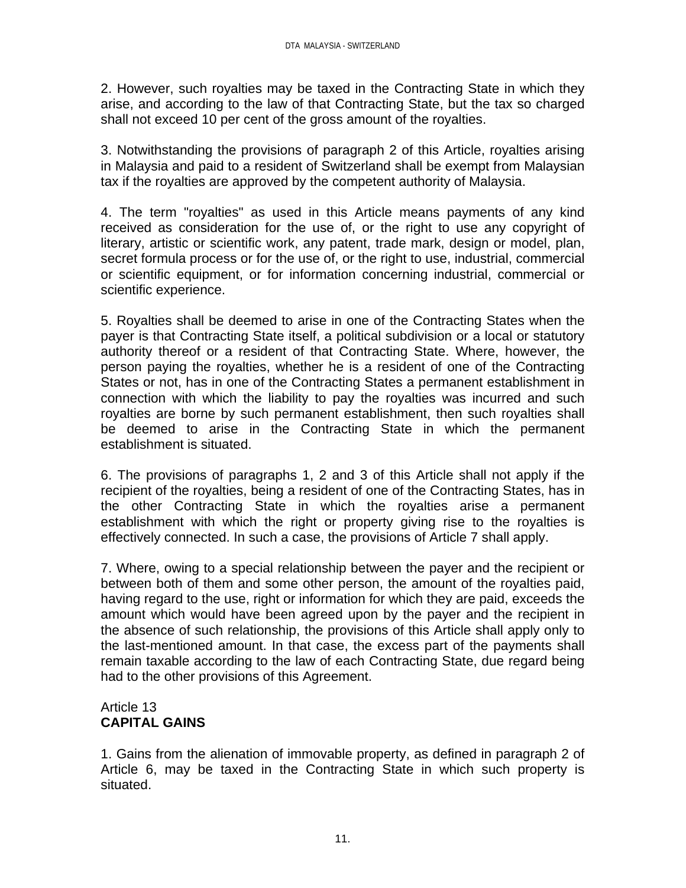2. However, such royalties may be taxed in the Contracting State in which they arise, and according to the law of that Contracting State, but the tax so charged shall not exceed 10 per cent of the gross amount of the royalties.

3. Notwithstanding the provisions of paragraph 2 of this Article, royalties arising in Malaysia and paid to a resident of Switzerland shall be exempt from Malaysian tax if the royalties are approved by the competent authority of Malaysia.

4. The term "royalties" as used in this Article means payments of any kind received as consideration for the use of, or the right to use any copyright of literary, artistic or scientific work, any patent, trade mark, design or model, plan, secret formula process or for the use of, or the right to use, industrial, commercial or scientific equipment, or for information concerning industrial, commercial or scientific experience.

5. Royalties shall be deemed to arise in one of the Contracting States when the payer is that Contracting State itself, a political subdivision or a local or statutory authority thereof or a resident of that Contracting State. Where, however, the person paying the royalties, whether he is a resident of one of the Contracting States or not, has in one of the Contracting States a permanent establishment in connection with which the liability to pay the royalties was incurred and such royalties are borne by such permanent establishment, then such royalties shall be deemed to arise in the Contracting State in which the permanent establishment is situated.

6. The provisions of paragraphs 1, 2 and 3 of this Article shall not apply if the recipient of the royalties, being a resident of one of the Contracting States, has in the other Contracting State in which the royalties arise a permanent establishment with which the right or property giving rise to the royalties is effectively connected. In such a case, the provisions of Article 7 shall apply.

7. Where, owing to a special relationship between the payer and the recipient or between both of them and some other person, the amount of the royalties paid, having regard to the use, right or information for which they are paid, exceeds the amount which would have been agreed upon by the payer and the recipient in the absence of such relationship, the provisions of this Article shall apply only to the last-mentioned amount. In that case, the excess part of the payments shall remain taxable according to the law of each Contracting State, due regard being had to the other provisions of this Agreement.

## Article 13
## **CAPITAL GAINS**

1. Gains from the alienation of immovable property, as defined in paragraph 2 of Article 6, may be taxed in the Contracting State in which such property is situated.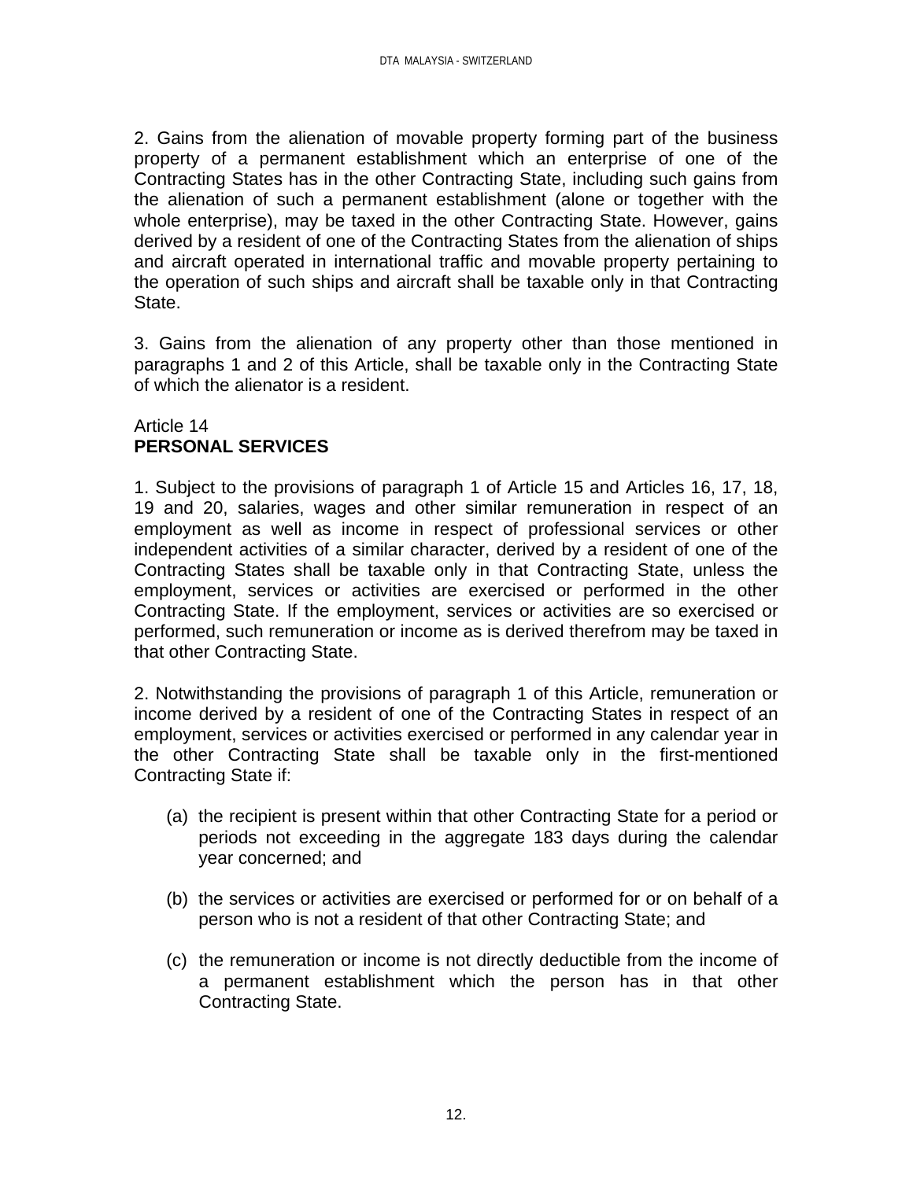2. Gains from the alienation of movable property forming part of the business property of a permanent establishment which an enterprise of one of the Contracting States has in the other Contracting State, including such gains from the alienation of such a permanent establishment (alone or together with the whole enterprise), may be taxed in the other Contracting State. However, gains derived by a resident of one of the Contracting States from the alienation of ships and aircraft operated in international traffic and movable property pertaining to the operation of such ships and aircraft shall be taxable only in that Contracting State.

3. Gains from the alienation of any property other than those mentioned in paragraphs 1 and 2 of this Article, shall be taxable only in the Contracting State of which the alienator is a resident.

## Article 14
## PERSONAL SERVICES

1. Subject to the provisions of paragraph 1 of Article 15 and Articles 16, 17, 18, 19 and 20, salaries, wages and other similar remuneration in respect of an employment as well as income in respect of professional services or other independent activities of a similar character, derived by a resident of one of the Contracting States shall be taxable only in that Contracting State, unless the employment, services or activities are exercised or performed in the other Contracting State. If the employment, services or activities are so exercised or performed, such remuneration or income as is derived therefrom may be taxed in that other Contracting State.

2. Notwithstanding the provisions of paragraph 1 of this Article, remuneration or income derived by a resident of one of the Contracting States in respect of an employment, services or activities exercised or performed in any calendar year in the other Contracting State shall be taxable only in the first-mentioned Contracting State if:

(a) the recipient is present within that other Contracting State for a period or periods not exceeding in the aggregate 183 days during the calendar year concerned; and

(b) the services or activities are exercised or performed for or on behalf of a person who is not a resident of that other Contracting State; and

(c) the remuneration or income is not directly deductible from the income of a permanent establishment which the person has in that other Contracting State.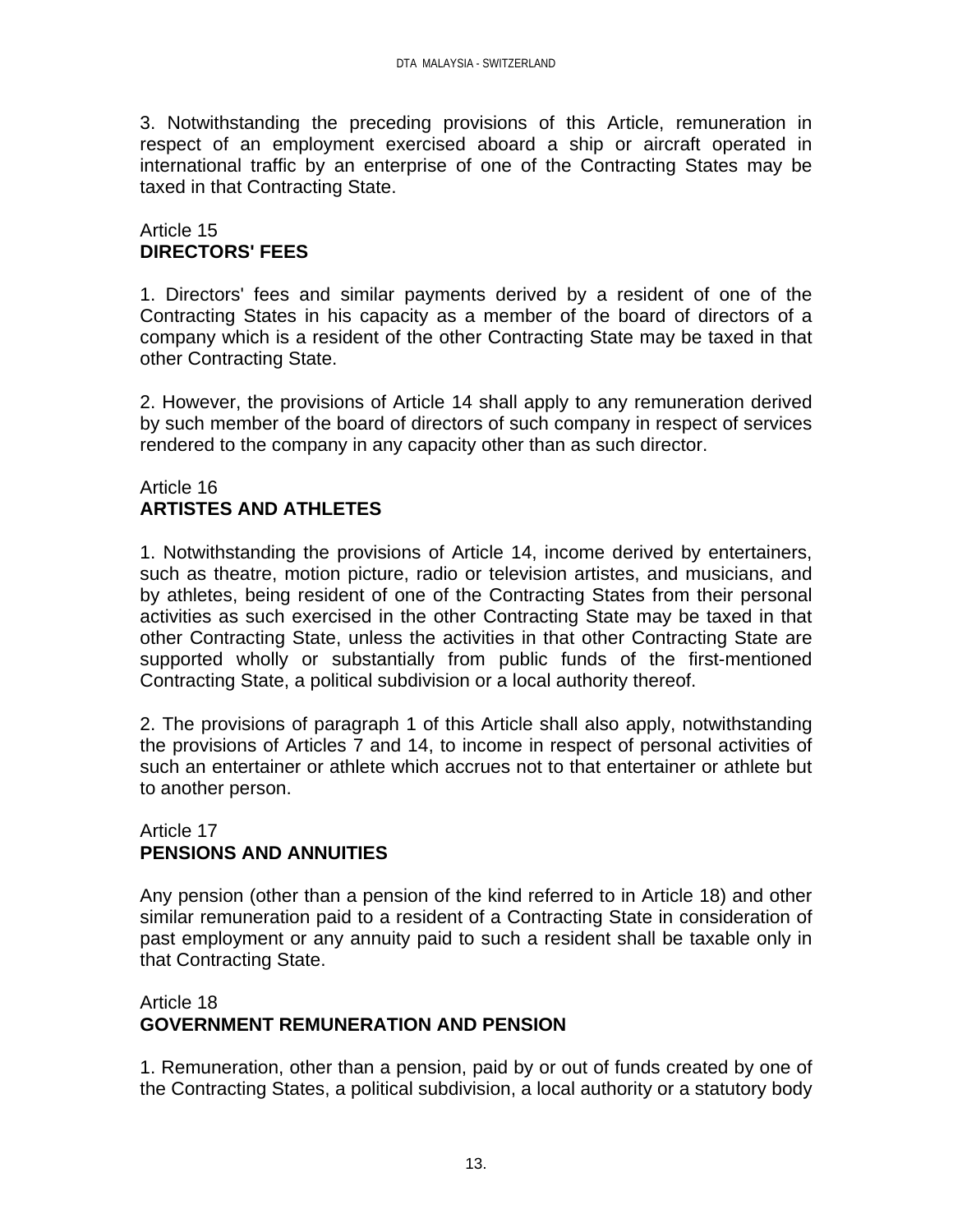3. Notwithstanding the preceding provisions of this Article, remuneration in respect of an employment exercised aboard a ship or aircraft operated in international traffic by an enterprise of one of the Contracting States may be taxed in that Contracting State.

Article 15
**DIRECTORS' FEES**

1. Directors' fees and similar payments derived by a resident of one of the Contracting States in his capacity as a member of the board of directors of a company which is a resident of the other Contracting State may be taxed in that other Contracting State.

2. However, the provisions of Article 14 shall apply to any remuneration derived by such member of the board of directors of such company in respect of services rendered to the company in any capacity other than as such director.

Article 16
**ARTISTES AND ATHLETES**

1. Notwithstanding the provisions of Article 14, income derived by entertainers, such as theatre, motion picture, radio or television artistes, and musicians, and by athletes, being resident of one of the Contracting States from their personal activities as such exercised in the other Contracting State may be taxed in that other Contracting State, unless the activities in that other Contracting State are supported wholly or substantially from public funds of the first-mentioned Contracting State, a political subdivision or a local authority thereof.

2. The provisions of paragraph 1 of this Article shall also apply, notwithstanding the provisions of Articles 7 and 14, to income in respect of personal activities of such an entertainer or athlete which accrues not to that entertainer or athlete but to another person.

Article 17
**PENSIONS AND ANNUITIES**

Any pension (other than a pension of the kind referred to in Article 18) and other similar remuneration paid to a resident of a Contracting State in consideration of past employment or any annuity paid to such a resident shall be taxable only in that Contracting State.

Article 18
**GOVERNMENT REMUNERATION AND PENSION**

1. Remuneration, other than a pension, paid by or out of funds created by one of the Contracting States, a political subdivision, a local authority or a statutory body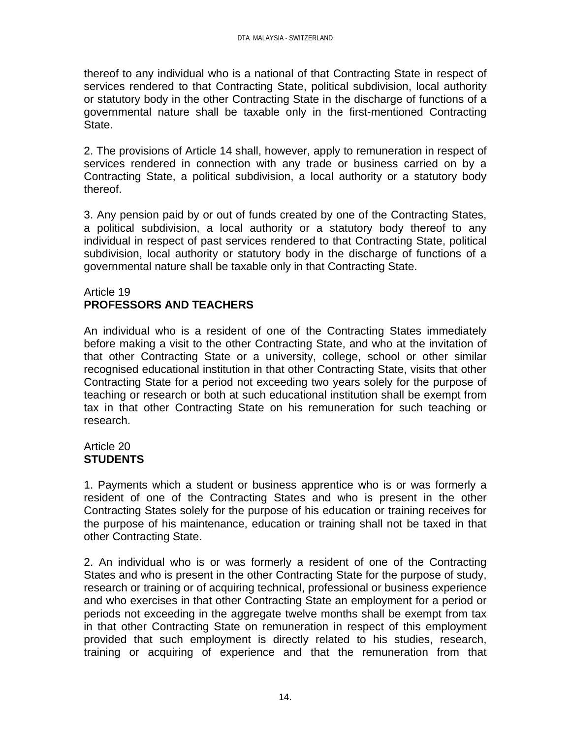thereof to any individual who is a national of that Contracting State in respect of services rendered to that Contracting State, political subdivision, local authority or statutory body in the other Contracting State in the discharge of functions of a governmental nature shall be taxable only in the first-mentioned Contracting State.

2. The provisions of Article 14 shall, however, apply to remuneration in respect of services rendered in connection with any trade or business carried on by a Contracting State, a political subdivision, a local authority or a statutory body thereof.

3. Any pension paid by or out of funds created by one of the Contracting States, a political subdivision, a local authority or a statutory body thereof to any individual in respect of past services rendered to that Contracting State, political subdivision, local authority or statutory body in the discharge of functions of a governmental nature shall be taxable only in that Contracting State.

Article 19
**PROFESSORS AND TEACHERS**

An individual who is a resident of one of the Contracting States immediately before making a visit to the other Contracting State, and who at the invitation of that other Contracting State or a university, college, school or other similar recognised educational institution in that other Contracting State, visits that other Contracting State for a period not exceeding two years solely for the purpose of teaching or research or both at such educational institution shall be exempt from tax in that other Contracting State on his remuneration for such teaching or research.

Article 20
**STUDENTS**

1. Payments which a student or business apprentice who is or was formerly a resident of one of the Contracting States and who is present in the other Contracting States solely for the purpose of his education or training receives for the purpose of his maintenance, education or training shall not be taxed in that other Contracting State.

2. An individual who is or was formerly a resident of one of the Contracting States and who is present in the other Contracting State for the purpose of study, research or training or of acquiring technical, professional or business experience and who exercises in that other Contracting State an employment for a period or periods not exceeding in the aggregate twelve months shall be exempt from tax in that other Contracting State on remuneration in respect of this employment provided that such employment is directly related to his studies, research, training or acquiring of experience and that the remuneration from that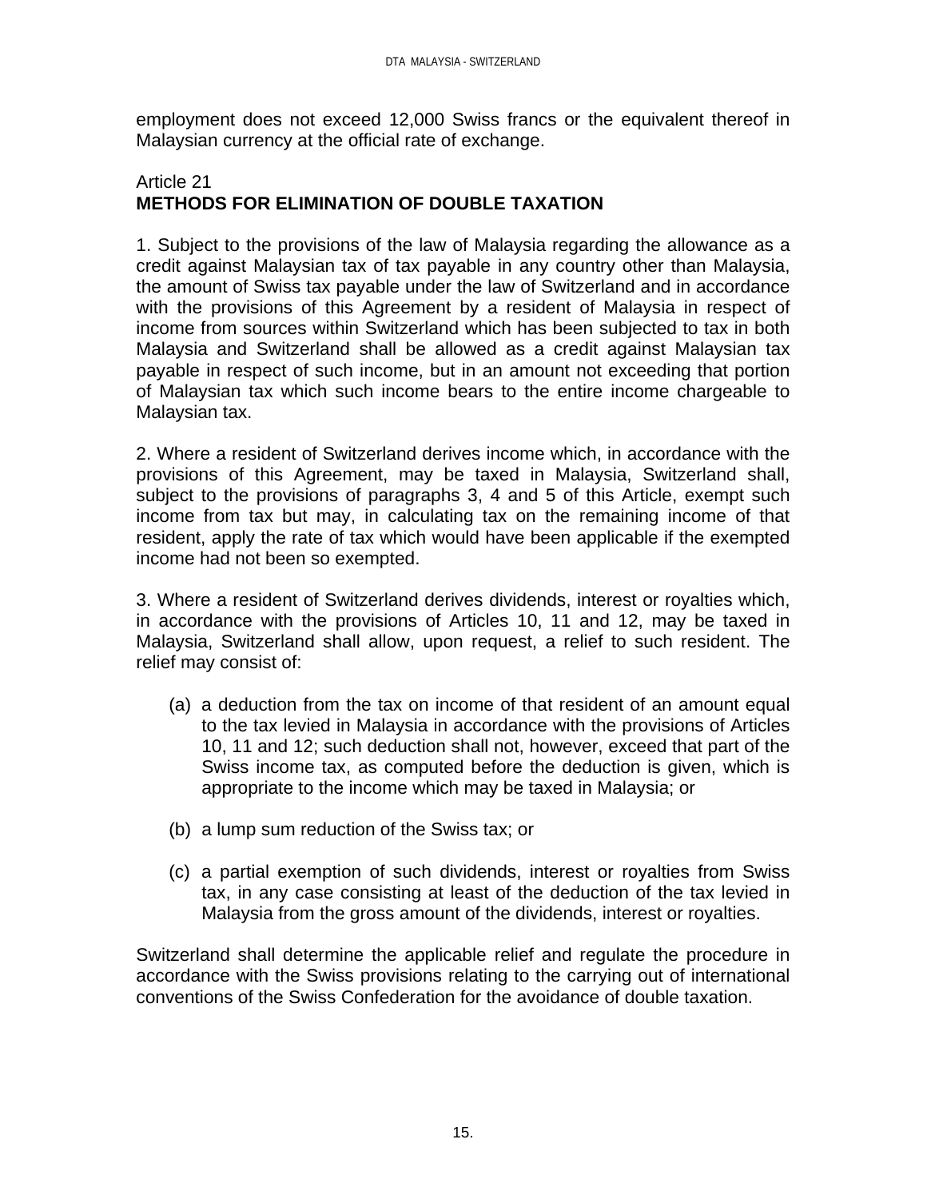employment does not exceed 12,000 Swiss francs or the equivalent thereof in Malaysian currency at the official rate of exchange.

Article 21
**METHODS FOR ELIMINATION OF DOUBLE TAXATION**

1. Subject to the provisions of the law of Malaysia regarding the allowance as a credit against Malaysian tax of tax payable in any country other than Malaysia, the amount of Swiss tax payable under the law of Switzerland and in accordance with the provisions of this Agreement by a resident of Malaysia in respect of income from sources within Switzerland which has been subjected to tax in both Malaysia and Switzerland shall be allowed as a credit against Malaysian tax payable in respect of such income, but in an amount not exceeding that portion of Malaysian tax which such income bears to the entire income chargeable to Malaysian tax.

2. Where a resident of Switzerland derives income which, in accordance with the provisions of this Agreement, may be taxed in Malaysia, Switzerland shall, subject to the provisions of paragraphs 3, 4 and 5 of this Article, exempt such income from tax but may, in calculating tax on the remaining income of that resident, apply the rate of tax which would have been applicable if the exempted income had not been so exempted.

3. Where a resident of Switzerland derives dividends, interest or royalties which, in accordance with the provisions of Articles 10, 11 and 12, may be taxed in Malaysia, Switzerland shall allow, upon request, a relief to such resident. The relief may consist of:

(a) a deduction from the tax on income of that resident of an amount equal to the tax levied in Malaysia in accordance with the provisions of Articles 10, 11 and 12; such deduction shall not, however, exceed that part of the Swiss income tax, as computed before the deduction is given, which is appropriate to the income which may be taxed in Malaysia; or

(b) a lump sum reduction of the Swiss tax; or

(c) a partial exemption of such dividends, interest or royalties from Swiss tax, in any case consisting at least of the deduction of the tax levied in Malaysia from the gross amount of the dividends, interest or royalties.

Switzerland shall determine the applicable relief and regulate the procedure in accordance with the Swiss provisions relating to the carrying out of international conventions of the Swiss Confederation for the avoidance of double taxation.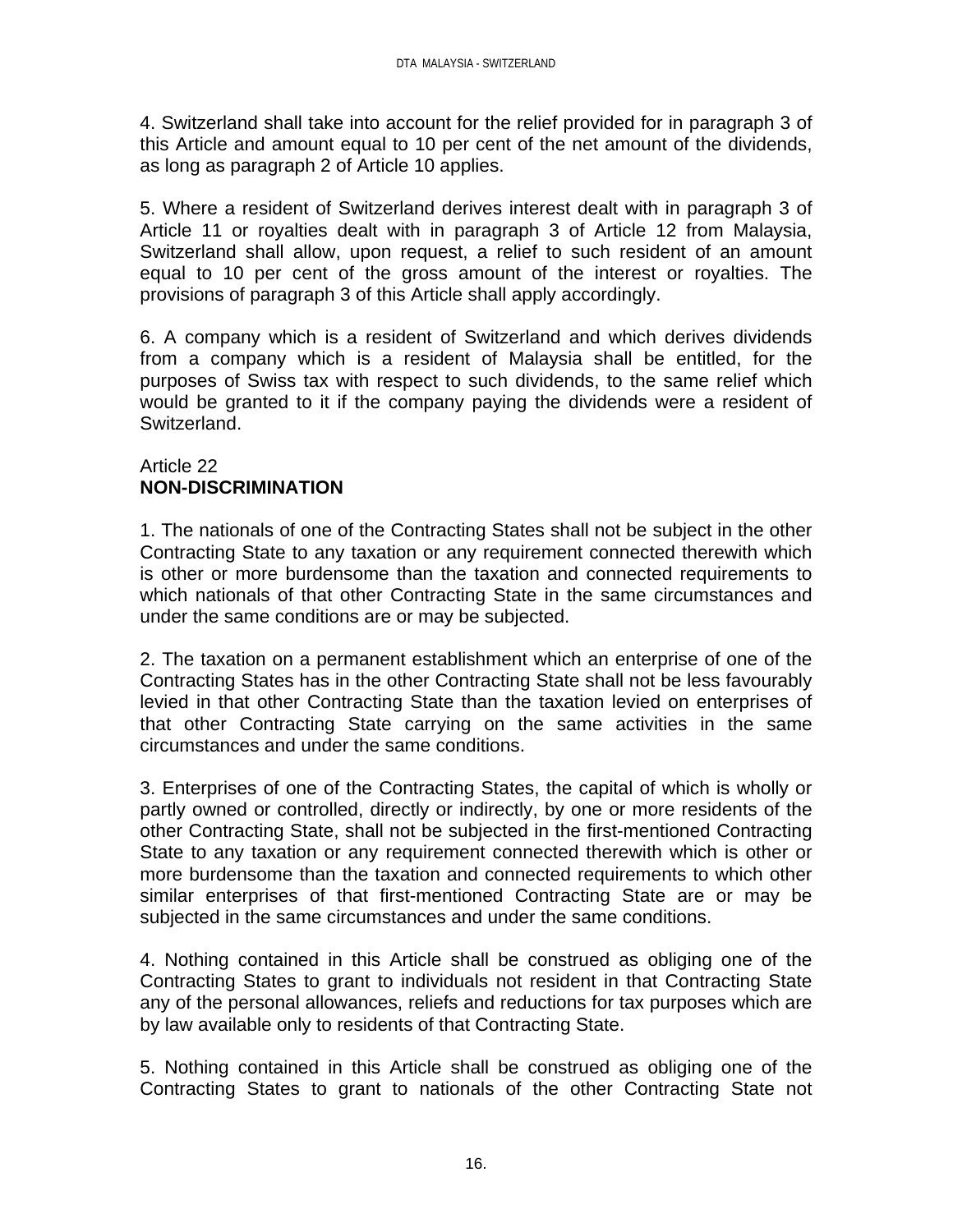4. Switzerland shall take into account for the relief provided for in paragraph 3 of this Article and amount equal to 10 per cent of the net amount of the dividends, as long as paragraph 2 of Article 10 applies.

5. Where a resident of Switzerland derives interest dealt with in paragraph 3 of Article 11 or royalties dealt with in paragraph 3 of Article 12 from Malaysia, Switzerland shall allow, upon request, a relief to such resident of an amount equal to 10 per cent of the gross amount of the interest or royalties. The provisions of paragraph 3 of this Article shall apply accordingly.

6. A company which is a resident of Switzerland and which derives dividends from a company which is a resident of Malaysia shall be entitled, for the purposes of Swiss tax with respect to such dividends, to the same relief which would be granted to it if the company paying the dividends were a resident of Switzerland.

Article 22
**NON-DISCRIMINATION**

1. The nationals of one of the Contracting States shall not be subject in the other Contracting State to any taxation or any requirement connected therewith which is other or more burdensome than the taxation and connected requirements to which nationals of that other Contracting State in the same circumstances and under the same conditions are or may be subjected.

2. The taxation on a permanent establishment which an enterprise of one of the Contracting States has in the other Contracting State shall not be less favourably levied in that other Contracting State than the taxation levied on enterprises of that other Contracting State carrying on the same activities in the same circumstances and under the same conditions.

3. Enterprises of one of the Contracting States, the capital of which is wholly or partly owned or controlled, directly or indirectly, by one or more residents of the other Contracting State, shall not be subjected in the first-mentioned Contracting State to any taxation or any requirement connected therewith which is other or more burdensome than the taxation and connected requirements to which other similar enterprises of that first-mentioned Contracting State are or may be subjected in the same circumstances and under the same conditions.

4. Nothing contained in this Article shall be construed as obliging one of the Contracting States to grant to individuals not resident in that Contracting State any of the personal allowances, reliefs and reductions for tax purposes which are by law available only to residents of that Contracting State.

5. Nothing contained in this Article shall be construed as obliging one of the Contracting States to grant to nationals of the other Contracting State not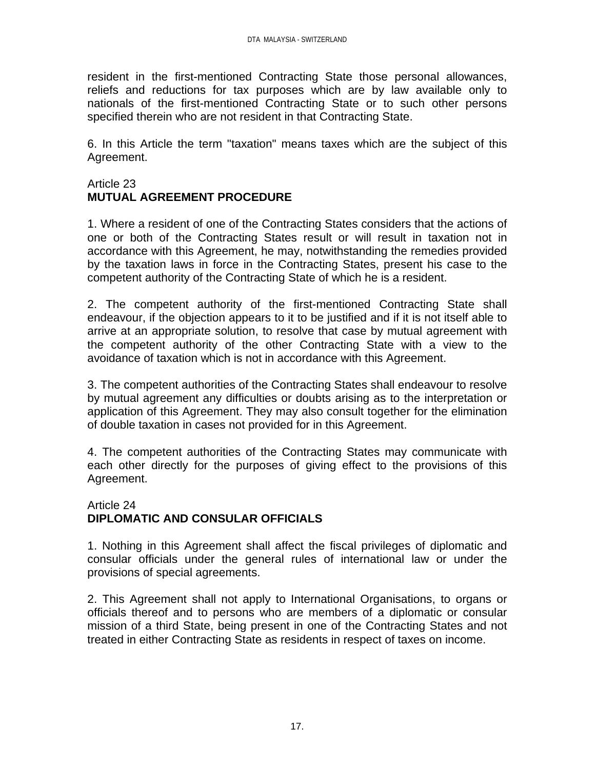resident in the first-mentioned Contracting State those personal allowances, reliefs and reductions for tax purposes which are by law available only to nationals of the first-mentioned Contracting State or to such other persons specified therein who are not resident in that Contracting State.

6. In this Article the term "taxation" means taxes which are the subject of this Agreement.

Article 23
**MUTUAL AGREEMENT PROCEDURE**

1. Where a resident of one of the Contracting States considers that the actions of one or both of the Contracting States result or will result in taxation not in accordance with this Agreement, he may, notwithstanding the remedies provided by the taxation laws in force in the Contracting States, present his case to the competent authority of the Contracting State of which he is a resident.

2. The competent authority of the first-mentioned Contracting State shall endeavour, if the objection appears to it to be justified and if it is not itself able to arrive at an appropriate solution, to resolve that case by mutual agreement with the competent authority of the other Contracting State with a view to the avoidance of taxation which is not in accordance with this Agreement.

3. The competent authorities of the Contracting States shall endeavour to resolve by mutual agreement any difficulties or doubts arising as to the interpretation or application of this Agreement. They may also consult together for the elimination of double taxation in cases not provided for in this Agreement.

4. The competent authorities of the Contracting States may communicate with each other directly for the purposes of giving effect to the provisions of this Agreement.

Article 24
**DIPLOMATIC AND CONSULAR OFFICIALS**

1. Nothing in this Agreement shall affect the fiscal privileges of diplomatic and consular officials under the general rules of international law or under the provisions of special agreements.

2. This Agreement shall not apply to International Organisations, to organs or officials thereof and to persons who are members of a diplomatic or consular mission of a third State, being present in one of the Contracting States and not treated in either Contracting State as residents in respect of taxes on income.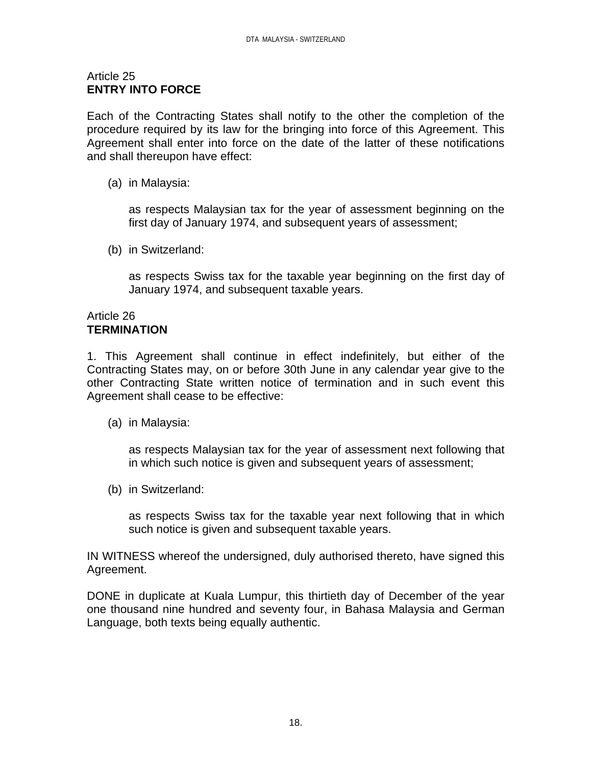## Article 25
**ENTRY INTO FORCE**

Each of the Contracting States shall notify to the other the completion of the procedure required by its law for the bringing into force of this Agreement. This Agreement shall enter into force on the date of the latter of these notifications and shall thereupon have effect:

(a) in Malaysia:

as respects Malaysian tax for the year of assessment beginning on the first day of January 1974, and subsequent years of assessment;

(b) in Switzerland:

as respects Swiss tax for the taxable year beginning on the first day of January 1974, and subsequent taxable years.

## Article 26
**TERMINATION**

1. This Agreement shall continue in effect indefinitely, but either of the Contracting States may, on or before 30th June in any calendar year give to the other Contracting State written notice of termination and in such event this Agreement shall cease to be effective:

(a) in Malaysia:

as respects Malaysian tax for the year of assessment next following that in which such notice is given and subsequent years of assessment;

(b) in Switzerland:

as respects Swiss tax for the taxable year next following that in which such notice is given and subsequent taxable years.

IN WITNESS whereof the undersigned, duly authorised thereto, have signed this Agreement.

DONE in duplicate at Kuala Lumpur, this thirtieth day of December of the year one thousand nine hundred and seventy four, in Bahasa Malaysia and German Language, both texts being equally authentic.